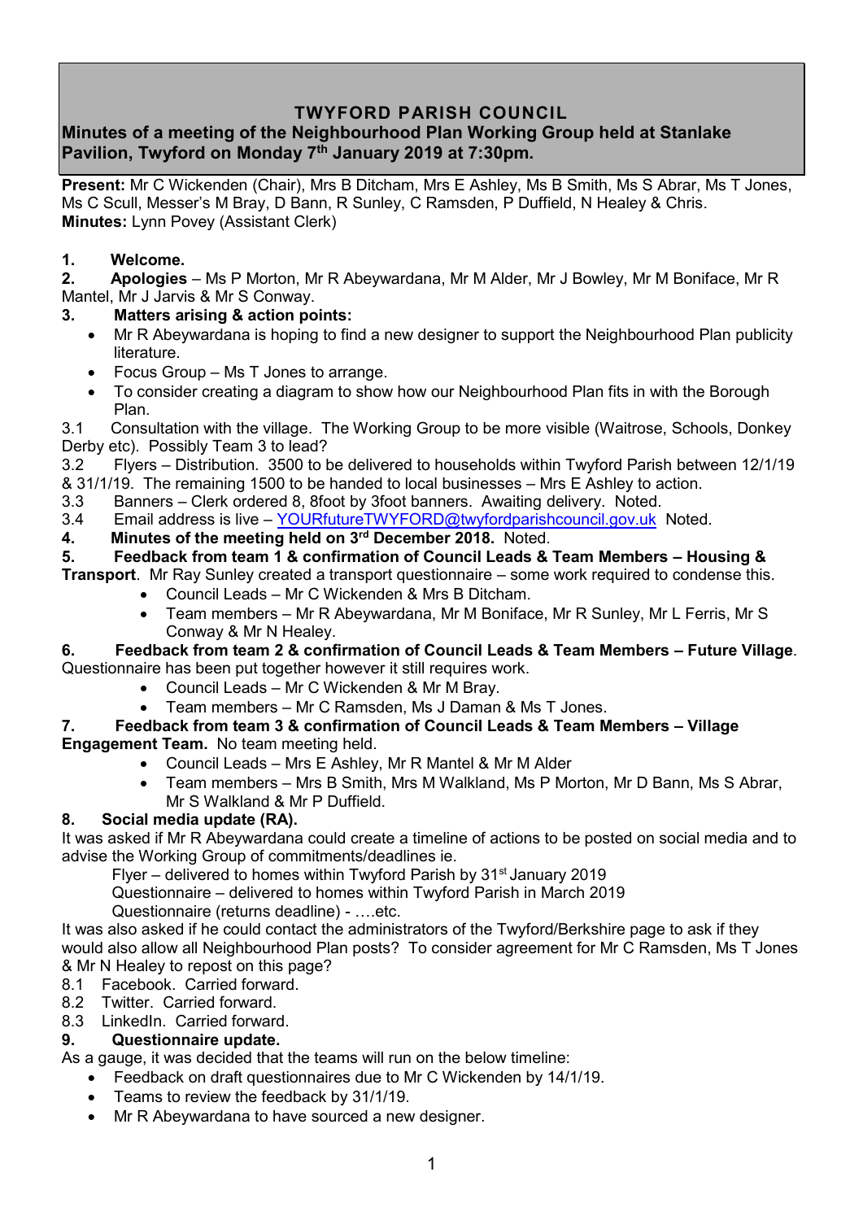# TWYFORD PARISH COUNCIL

## Minutes of a meeting of the Neighbourhood Plan Working Group held at Stanlake Pavilion, Twyford on Monday 7th January 2019 at 7:30pm.

**Present:** Mr C Wickenden (Chair), Mrs B Ditcham, Mrs E Ashley, Ms B Smith, Ms S Abrar, Ms T Jones, Ms C Scull, Messer's M Bray, D Bann, R Sunley, C Ramsden, P Duffield, N Healey & Chris.
**Minutes:** Lynn Povey (Assistant Clerk)

**1. Welcome.**

**2. Apologies** – Ms P Morton, Mr R Abeywardana, Mr M Alder, Mr J Bowley, Mr M Boniface, Mr R Mantel, Mr J Jarvis & Mr S Conway.

**3. Matters arising & action points:**

- Mr R Abeywardana is hoping to find a new designer to support the Neighbourhood Plan publicity literature.
- Focus Group – Ms T Jones to arrange.
- To consider creating a diagram to show how our Neighbourhood Plan fits in with the Borough Plan.

3.1 Consultation with the village. The Working Group to be more visible (Waitrose, Schools, Donkey Derby etc). Possibly Team 3 to lead?

3.2 Flyers – Distribution. 3500 to be delivered to households within Twyford Parish between 12/1/19 & 31/1/19. The remaining 1500 to be handed to local businesses – Mrs E Ashley to action.

3.3 Banners – Clerk ordered 8, 8foot by 3foot banners. Awaiting delivery. Noted.

3.4 Email address is live – YOURfutureTWYFORD@twyfordparishcouncil.gov.uk Noted.

**4. Minutes of the meeting held on 3rd December 2018.** Noted.

**5. Feedback from team 1 & confirmation of Council Leads & Team Members – Housing & Transport**. Mr Ray Sunley created a transport questionnaire – some work required to condense this.

- Council Leads – Mr C Wickenden & Mrs B Ditcham.
- Team members – Mr R Abeywardana, Mr M Boniface, Mr R Sunley, Mr L Ferris, Mr S Conway & Mr N Healey.

**6. Feedback from team 2 & confirmation of Council Leads & Team Members – Future Village**. Questionnaire has been put together however it still requires work.

- Council Leads – Mr C Wickenden & Mr M Bray.
- Team members – Mr C Ramsden, Ms J Daman & Ms T Jones.

**7. Feedback from team 3 & confirmation of Council Leads & Team Members – Village Engagement Team.** No team meeting held.

- Council Leads – Mrs E Ashley, Mr R Mantel & Mr M Alder
- Team members – Mrs B Smith, Mrs M Walkland, Ms P Morton, Mr D Bann, Ms S Abrar, Mr S Walkland & Mr P Duffield.

**8. Social media update (RA).**

It was asked if Mr R Abeywardana could create a timeline of actions to be posted on social media and to advise the Working Group of commitments/deadlines ie.

Flyer – delivered to homes within Twyford Parish by 31st January 2019
Questionnaire – delivered to homes within Twyford Parish in March 2019
Questionnaire (returns deadline) - ….etc.

It was also asked if he could contact the administrators of the Twyford/Berkshire page to ask if they would also allow all Neighbourhood Plan posts? To consider agreement for Mr C Ramsden, Ms T Jones & Mr N Healey to repost on this page?

8.1 Facebook. Carried forward.
8.2 Twitter. Carried forward.
8.3 LinkedIn. Carried forward.

**9. Questionnaire update.**

As a gauge, it was decided that the teams will run on the below timeline:

- Feedback on draft questionnaires due to Mr C Wickenden by 14/1/19.
- Teams to review the feedback by 31/1/19.
- Mr R Abeywardana to have sourced a new designer.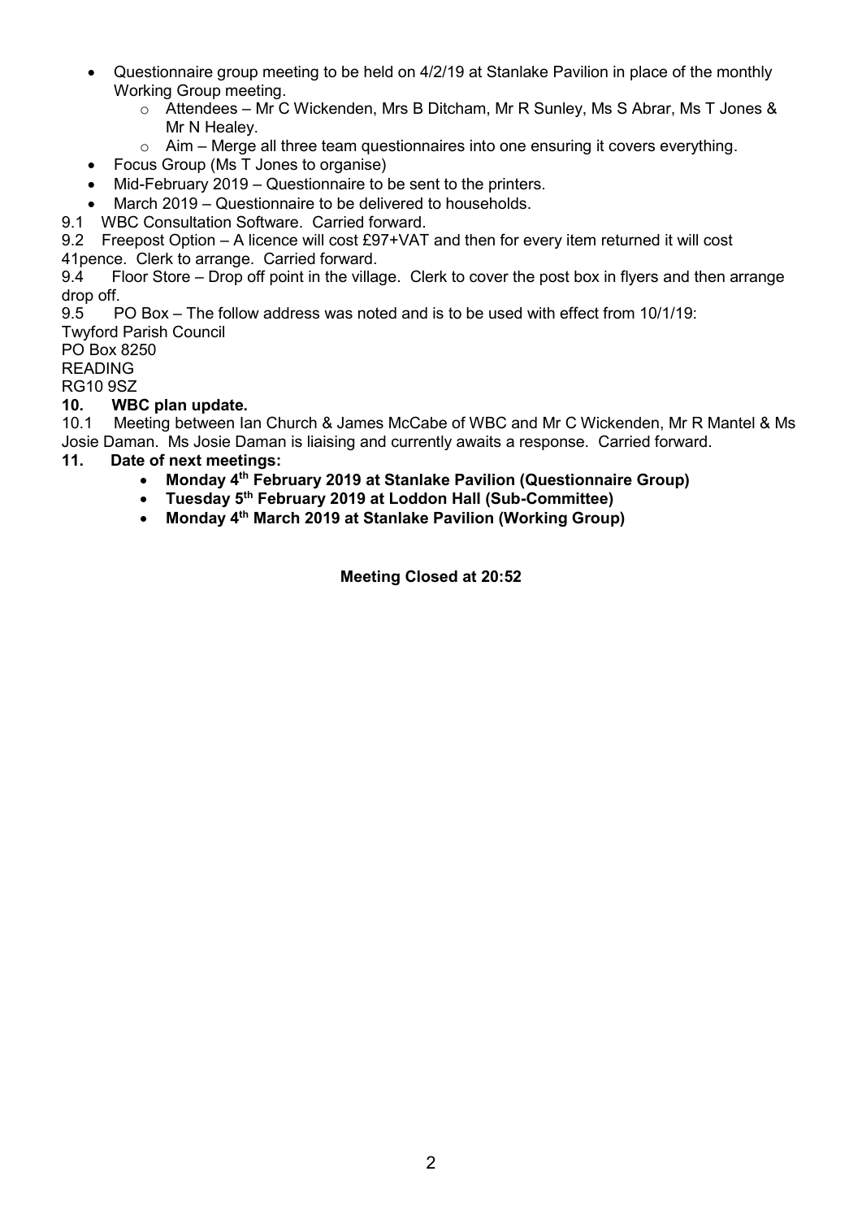- Questionnaire group meeting to be held on 4/2/19 at Stanlake Pavilion in place of the monthly Working Group meeting.
  - Attendees – Mr C Wickenden, Mrs B Ditcham, Mr R Sunley, Ms S Abrar, Ms T Jones & Mr N Healey.
  - Aim – Merge all three team questionnaires into one ensuring it covers everything.
- Focus Group (Ms T Jones to organise)
- Mid-February 2019 – Questionnaire to be sent to the printers.
- March 2019 – Questionnaire to be delivered to households.

9.1 WBC Consultation Software. Carried forward.

9.2 Freepost Option – A licence will cost £97+VAT and then for every item returned it will cost 41pence. Clerk to arrange. Carried forward.

9.4 Floor Store – Drop off point in the village. Clerk to cover the post box in flyers and then arrange drop off.

9.5 PO Box – The follow address was noted and is to be used with effect from 10/1/19:

Twyford Parish Council
PO Box 8250
READING
RG10 9SZ

**10. WBC plan update.**

10.1 Meeting between Ian Church & James McCabe of WBC and Mr C Wickenden, Mr R Mantel & Ms Josie Daman. Ms Josie Daman is liaising and currently awaits a response. Carried forward.

**11. Date of next meetings:**

- **Monday 4th February 2019 at Stanlake Pavilion (Questionnaire Group)**
- **Tuesday 5th February 2019 at Loddon Hall (Sub-Committee)**
- **Monday 4th March 2019 at Stanlake Pavilion (Working Group)**

**Meeting Closed at 20:52**